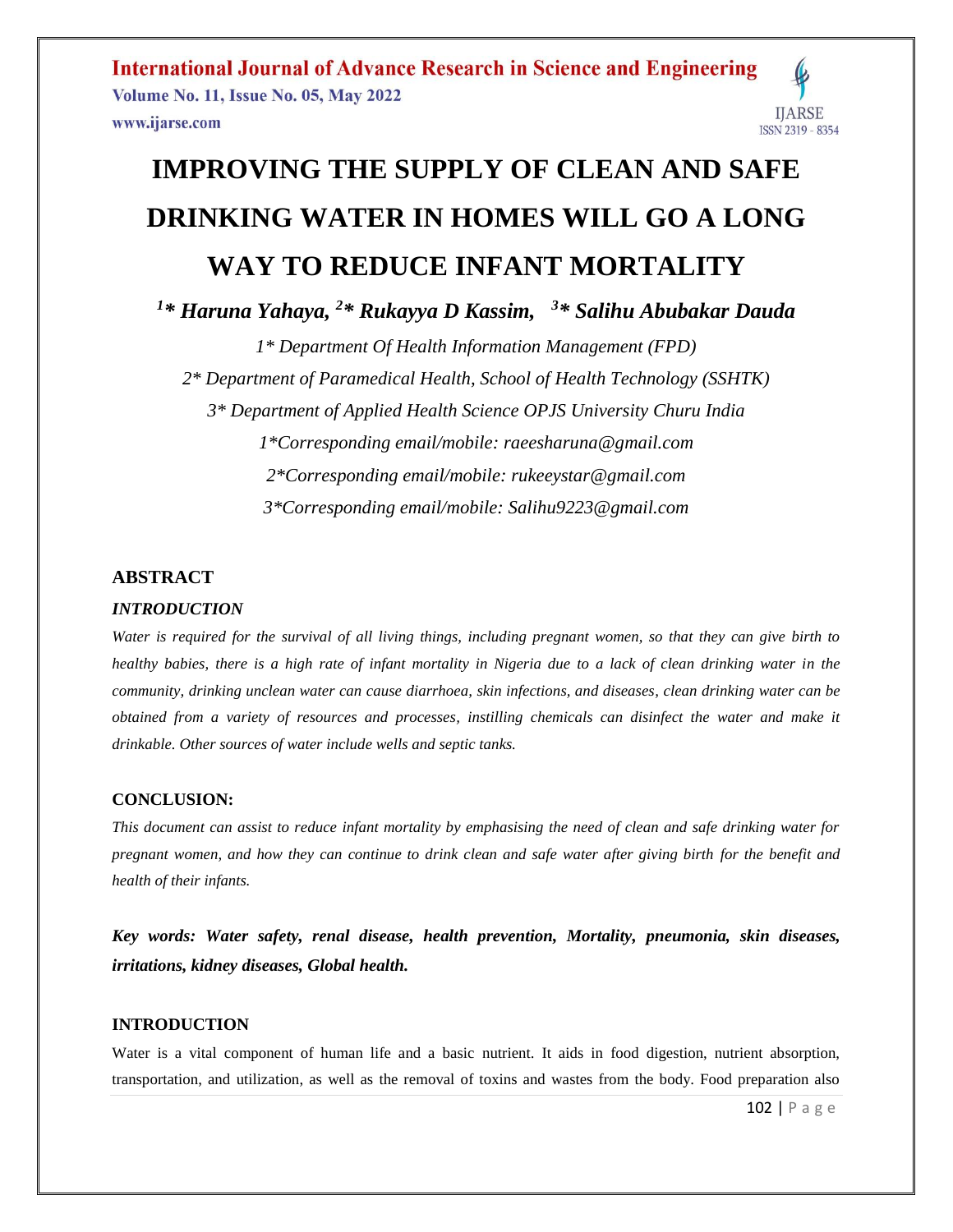# IMPROVING THE SUPPLY OF CLEAN AND SAFE DRINKING WATER IN HOMES WILL GO A LONG WAY TO REDUCE INFANT MORTALITY

***[1]\* Haruna Yahaya, [2]\* Rukayya D Kassim, [3]\* Salihu Abubakar Dauda***

*1\* Department Of Health Information Management (FPD)*

*2\* Department of Paramedical Health, School of Health Technology (SSHTK)*

*3\* Department of Applied Health Science OPJS University Churu India*

*1\*Corresponding email/mobile: raeesharuna@gmail.com*

*2\*Corresponding email/mobile: rukeeystar@gmail.com*

*3\*Corresponding email/mobile: Salihu9223@gmail.com*

## ABSTRACT

### *INTRODUCTION*

*Water is required for the survival of all living things, including pregnant women, so that they can give birth to healthy babies, there is a high rate of infant mortality in Nigeria due to a lack of clean drinking water in the community, drinking unclean water can cause diarrhoea, skin infections, and diseases, clean drinking water can be obtained from a variety of resources and processes, instilling chemicals can disinfect the water and make it drinkable. Other sources of water include wells and septic tanks.*

### CONCLUSION:

*This document can assist to reduce infant mortality by emphasising the need of clean and safe drinking water for pregnant women, and how they can continue to drink clean and safe water after giving birth for the benefit and health of their infants.*

***Key words: Water safety, renal disease, health prevention, Mortality, pneumonia, skin diseases, irritations, kidney diseases, Global health.***

## INTRODUCTION

Water is a vital component of human life and a basic nutrient. It aids in food digestion, nutrient absorption, transportation, and utilization, as well as the removal of toxins and wastes from the body. Food preparation also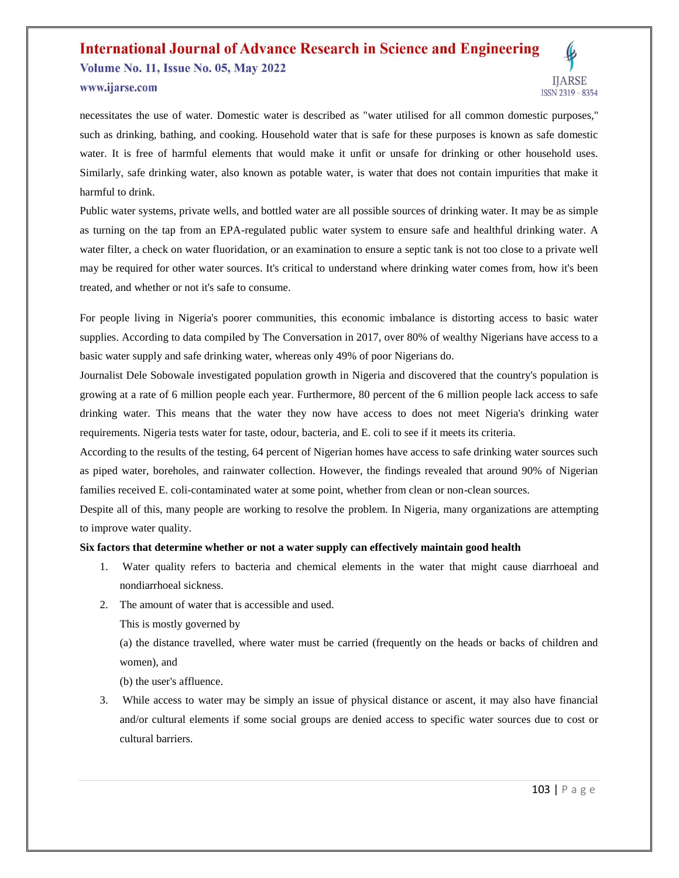necessitates the use of water. Domestic water is described as "water utilised for all common domestic purposes," such as drinking, bathing, and cooking. Household water that is safe for these purposes is known as safe domestic water. It is free of harmful elements that would make it unfit or unsafe for drinking or other household uses. Similarly, safe drinking water, also known as potable water, is water that does not contain impurities that make it harmful to drink.

Public water systems, private wells, and bottled water are all possible sources of drinking water. It may be as simple as turning on the tap from an EPA-regulated public water system to ensure safe and healthful drinking water. A water filter, a check on water fluoridation, or an examination to ensure a septic tank is not too close to a private well may be required for other water sources. It's critical to understand where drinking water comes from, how it's been treated, and whether or not it's safe to consume.

For people living in Nigeria's poorer communities, this economic imbalance is distorting access to basic water supplies. According to data compiled by The Conversation in 2017, over 80% of wealthy Nigerians have access to a basic water supply and safe drinking water, whereas only 49% of poor Nigerians do.

Journalist Dele Sobowale investigated population growth in Nigeria and discovered that the country's population is growing at a rate of 6 million people each year. Furthermore, 80 percent of the 6 million people lack access to safe drinking water. This means that the water they now have access to does not meet Nigeria's drinking water requirements. Nigeria tests water for taste, odour, bacteria, and E. coli to see if it meets its criteria.

According to the results of the testing, 64 percent of Nigerian homes have access to safe drinking water sources such as piped water, boreholes, and rainwater collection. However, the findings revealed that around 90% of Nigerian families received E. coli-contaminated water at some point, whether from clean or non-clean sources.

Despite all of this, many people are working to resolve the problem. In Nigeria, many organizations are attempting to improve water quality.

**Six factors that determine whether or not a water supply can effectively maintain good health**

1. Water quality refers to bacteria and chemical elements in the water that might cause diarrhoeal and nondiarrhoeal sickness.
2. The amount of water that is accessible and used.

   This is mostly governed by

   (a) the distance travelled, where water must be carried (frequently on the heads or backs of children and women), and

   (b) the user's affluence.
3. While access to water may be simply an issue of physical distance or ascent, it may also have financial and/or cultural elements if some social groups are denied access to specific water sources due to cost or cultural barriers.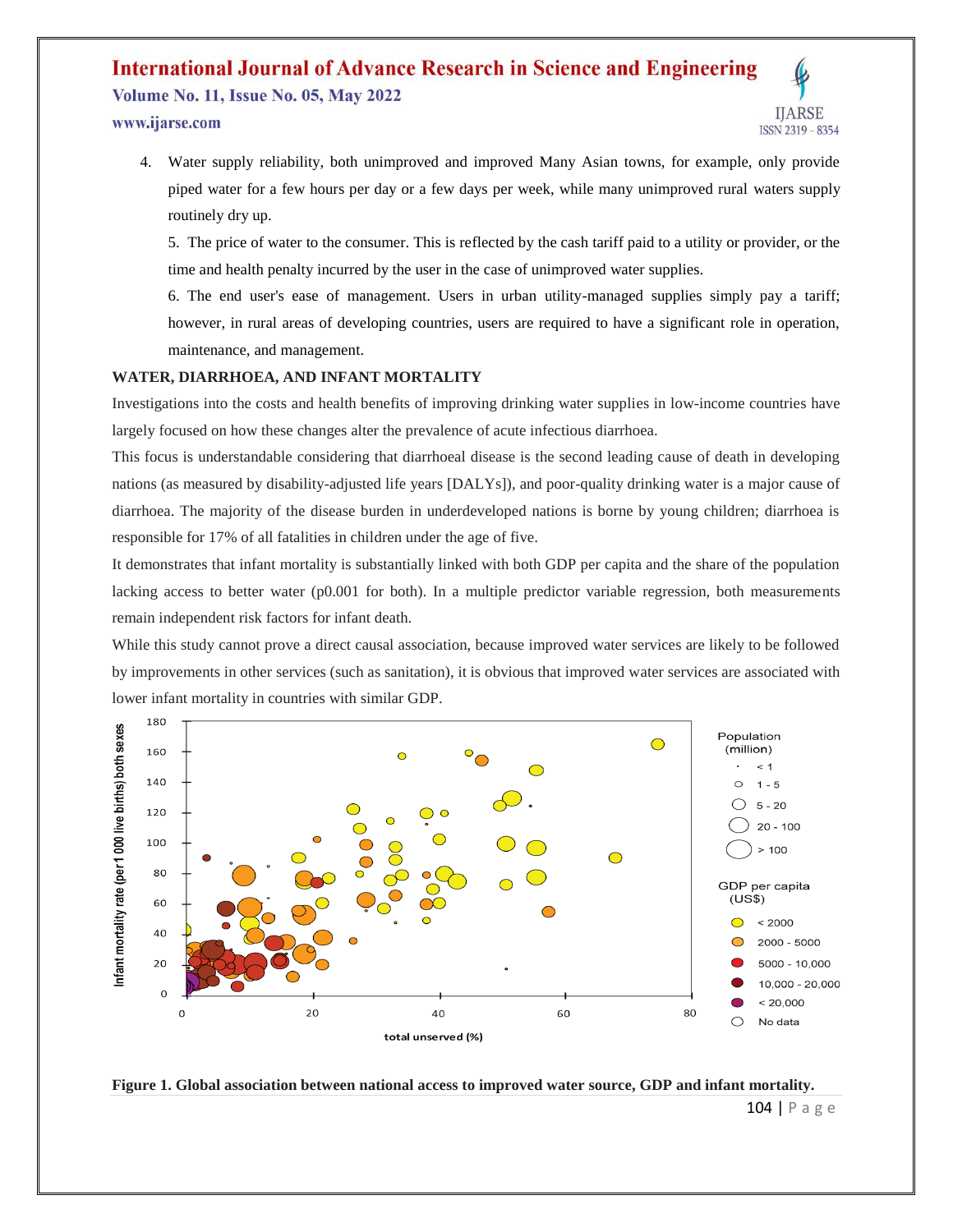4. Water supply reliability, both unimproved and improved Many Asian towns, for example, only provide piped water for a few hours per day or a few days per week, while many unimproved rural waters supply routinely dry up.
5. The price of water to the consumer. This is reflected by the cash tariff paid to a utility or provider, or the time and health penalty incurred by the user in the case of unimproved water supplies.
6. The end user's ease of management. Users in urban utility-managed supplies simply pay a tariff; however, in rural areas of developing countries, users are required to have a significant role in operation, maintenance, and management.

## WATER, DIARRHOEA, AND INFANT MORTALITY

Investigations into the costs and health benefits of improving drinking water supplies in low-income countries have largely focused on how these changes alter the prevalence of acute infectious diarrhoea.

This focus is understandable considering that diarrhoeal disease is the second leading cause of death in developing nations (as measured by disability-adjusted life years [DALYs]), and poor-quality drinking water is a major cause of diarrhoea. The majority of the disease burden in underdeveloped nations is borne by young children; diarrhoea is responsible for 17% of all fatalities in children under the age of five.

It demonstrates that infant mortality is substantially linked with both GDP per capita and the share of the population lacking access to better water (p0.001 for both). In a multiple predictor variable regression, both measurements remain independent risk factors for infant death.

While this study cannot prove a direct causal association, because improved water services are likely to be followed by improvements in other services (such as sanitation), it is obvious that improved water services are associated with lower infant mortality in countries with similar GDP.

**Figure 1. Global association between national access to improved water source, GDP and infant mortality.**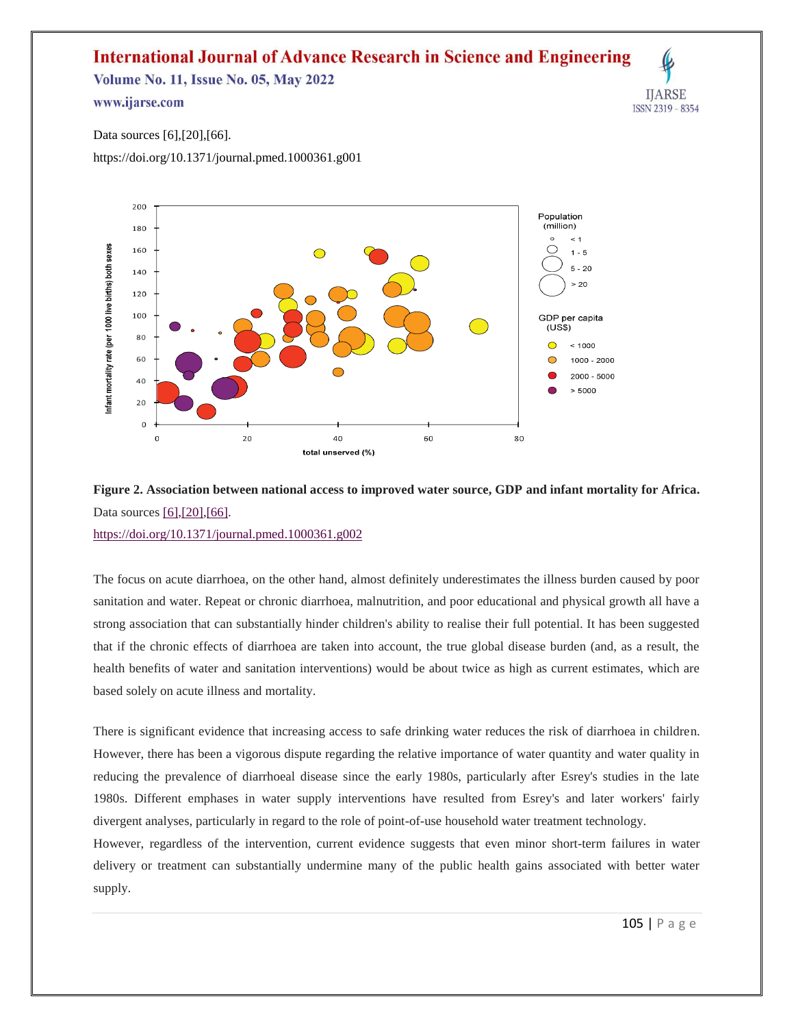Data sources [6],[20],[66].

https://doi.org/10.1371/journal.pmed.1000361.g001

**Figure 2. Association between national access to improved water source, GDP and infant mortality for Africa.** Data sources [6],[20],[66].

https://doi.org/10.1371/journal.pmed.1000361.g002

The focus on acute diarrhoea, on the other hand, almost definitely underestimates the illness burden caused by poor sanitation and water. Repeat or chronic diarrhoea, malnutrition, and poor educational and physical growth all have a strong association that can substantially hinder children's ability to realise their full potential. It has been suggested that if the chronic effects of diarrhoea are taken into account, the true global disease burden (and, as a result, the health benefits of water and sanitation interventions) would be about twice as high as current estimates, which are based solely on acute illness and mortality.

There is significant evidence that increasing access to safe drinking water reduces the risk of diarrhoea in children. However, there has been a vigorous dispute regarding the relative importance of water quantity and water quality in reducing the prevalence of diarrhoeal disease since the early 1980s, particularly after Esrey's studies in the late 1980s. Different emphases in water supply interventions have resulted from Esrey's and later workers' fairly divergent analyses, particularly in regard to the role of point-of-use household water treatment technology.

However, regardless of the intervention, current evidence suggests that even minor short-term failures in water delivery or treatment can substantially undermine many of the public health gains associated with better water supply.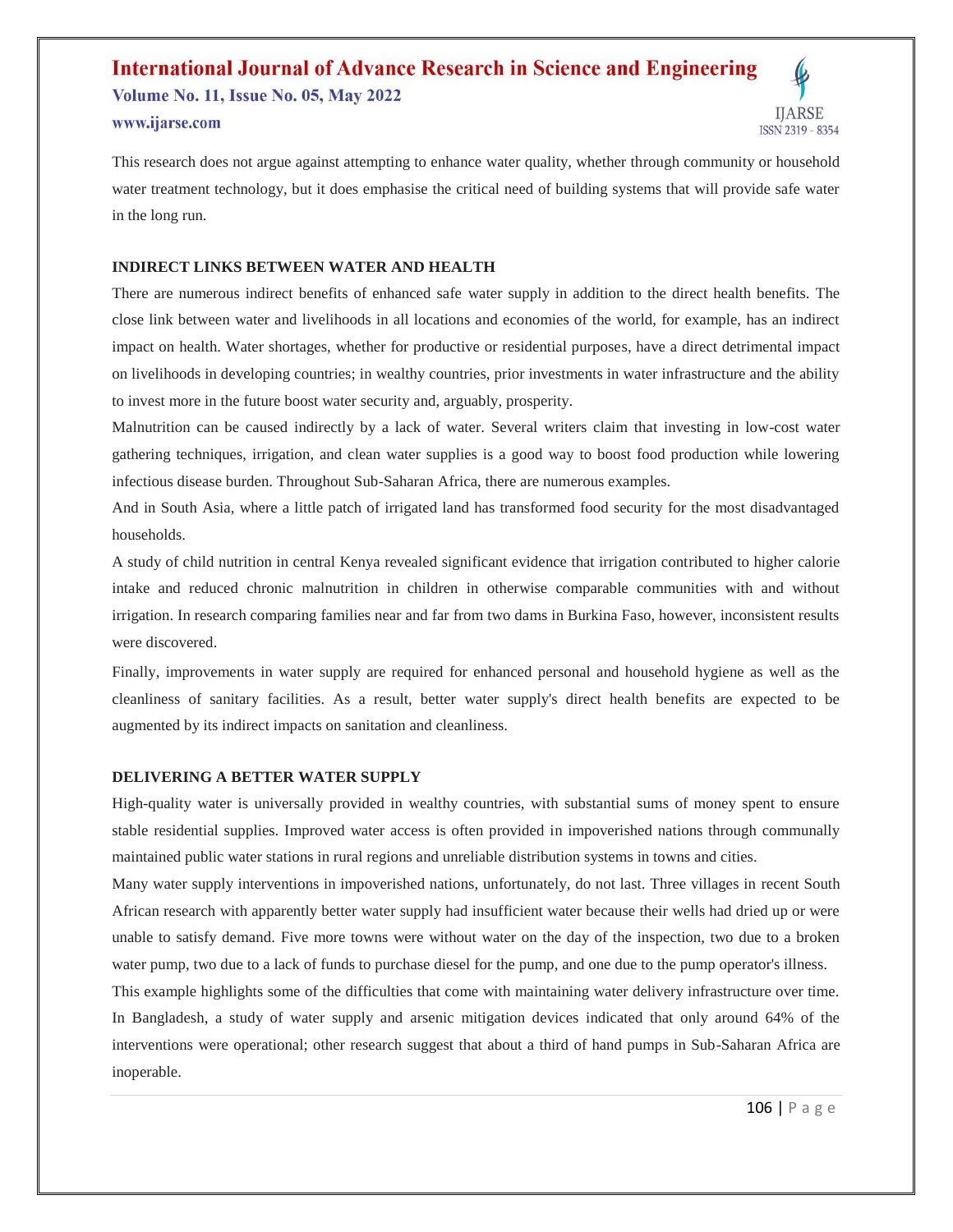This research does not argue against attempting to enhance water quality, whether through community or household water treatment technology, but it does emphasise the critical need of building systems that will provide safe water in the long run.

## INDIRECT LINKS BETWEEN WATER AND HEALTH

There are numerous indirect benefits of enhanced safe water supply in addition to the direct health benefits. The close link between water and livelihoods in all locations and economies of the world, for example, has an indirect impact on health. Water shortages, whether for productive or residential purposes, have a direct detrimental impact on livelihoods in developing countries; in wealthy countries, prior investments in water infrastructure and the ability to invest more in the future boost water security and, arguably, prosperity.

Malnutrition can be caused indirectly by a lack of water. Several writers claim that investing in low-cost water gathering techniques, irrigation, and clean water supplies is a good way to boost food production while lowering infectious disease burden. Throughout Sub-Saharan Africa, there are numerous examples.

And in South Asia, where a little patch of irrigated land has transformed food security for the most disadvantaged households.

A study of child nutrition in central Kenya revealed significant evidence that irrigation contributed to higher calorie intake and reduced chronic malnutrition in children in otherwise comparable communities with and without irrigation. In research comparing families near and far from two dams in Burkina Faso, however, inconsistent results were discovered.

Finally, improvements in water supply are required for enhanced personal and household hygiene as well as the cleanliness of sanitary facilities. As a result, better water supply's direct health benefits are expected to be augmented by its indirect impacts on sanitation and cleanliness.

## DELIVERING A BETTER WATER SUPPLY

High-quality water is universally provided in wealthy countries, with substantial sums of money spent to ensure stable residential supplies. Improved water access is often provided in impoverished nations through communally maintained public water stations in rural regions and unreliable distribution systems in towns and cities.

Many water supply interventions in impoverished nations, unfortunately, do not last. Three villages in recent South African research with apparently better water supply had insufficient water because their wells had dried up or were unable to satisfy demand. Five more towns were without water on the day of the inspection, two due to a broken water pump, two due to a lack of funds to purchase diesel for the pump, and one due to the pump operator's illness.

This example highlights some of the difficulties that come with maintaining water delivery infrastructure over time. In Bangladesh, a study of water supply and arsenic mitigation devices indicated that only around 64% of the interventions were operational; other research suggest that about a third of hand pumps in Sub-Saharan Africa are inoperable.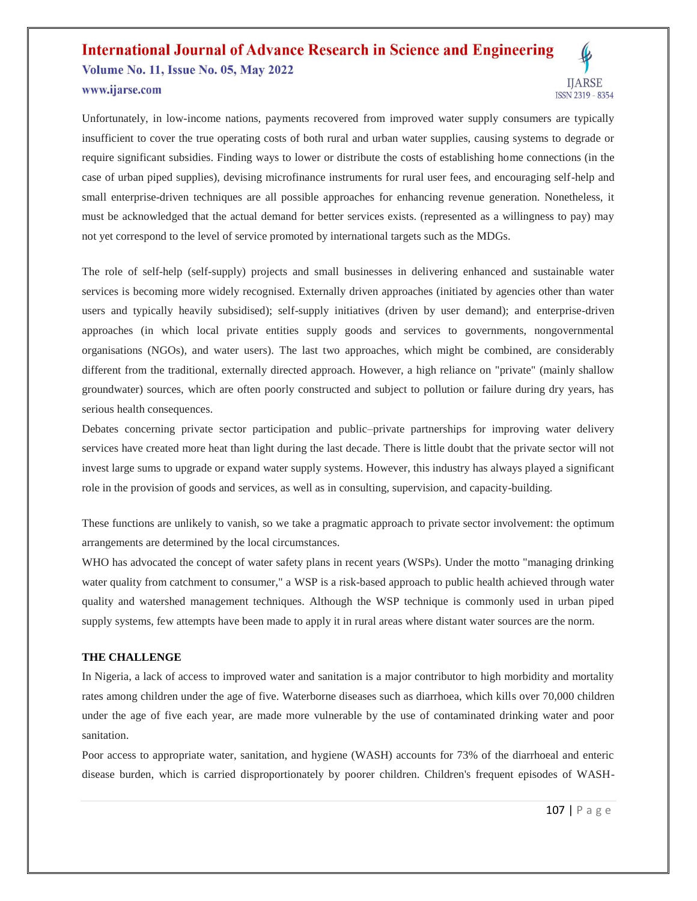Unfortunately, in low-income nations, payments recovered from improved water supply consumers are typically insufficient to cover the true operating costs of both rural and urban water supplies, causing systems to degrade or require significant subsidies. Finding ways to lower or distribute the costs of establishing home connections (in the case of urban piped supplies), devising microfinance instruments for rural user fees, and encouraging self-help and small enterprise-driven techniques are all possible approaches for enhancing revenue generation. Nonetheless, it must be acknowledged that the actual demand for better services exists. (represented as a willingness to pay) may not yet correspond to the level of service promoted by international targets such as the MDGs.

The role of self-help (self-supply) projects and small businesses in delivering enhanced and sustainable water services is becoming more widely recognised. Externally driven approaches (initiated by agencies other than water users and typically heavily subsidised); self-supply initiatives (driven by user demand); and enterprise-driven approaches (in which local private entities supply goods and services to governments, nongovernmental organisations (NGOs), and water users). The last two approaches, which might be combined, are considerably different from the traditional, externally directed approach. However, a high reliance on "private" (mainly shallow groundwater) sources, which are often poorly constructed and subject to pollution or failure during dry years, has serious health consequences.

Debates concerning private sector participation and public–private partnerships for improving water delivery services have created more heat than light during the last decade. There is little doubt that the private sector will not invest large sums to upgrade or expand water supply systems. However, this industry has always played a significant role in the provision of goods and services, as well as in consulting, supervision, and capacity-building.

These functions are unlikely to vanish, so we take a pragmatic approach to private sector involvement: the optimum arrangements are determined by the local circumstances.

WHO has advocated the concept of water safety plans in recent years (WSPs). Under the motto "managing drinking water quality from catchment to consumer," a WSP is a risk-based approach to public health achieved through water quality and watershed management techniques. Although the WSP technique is commonly used in urban piped supply systems, few attempts have been made to apply it in rural areas where distant water sources are the norm.

**THE CHALLENGE**

In Nigeria, a lack of access to improved water and sanitation is a major contributor to high morbidity and mortality rates among children under the age of five. Waterborne diseases such as diarrhoea, which kills over 70,000 children under the age of five each year, are made more vulnerable by the use of contaminated drinking water and poor sanitation.

Poor access to appropriate water, sanitation, and hygiene (WASH) accounts for 73% of the diarrhoeal and enteric disease burden, which is carried disproportionately by poorer children. Children's frequent episodes of WASH-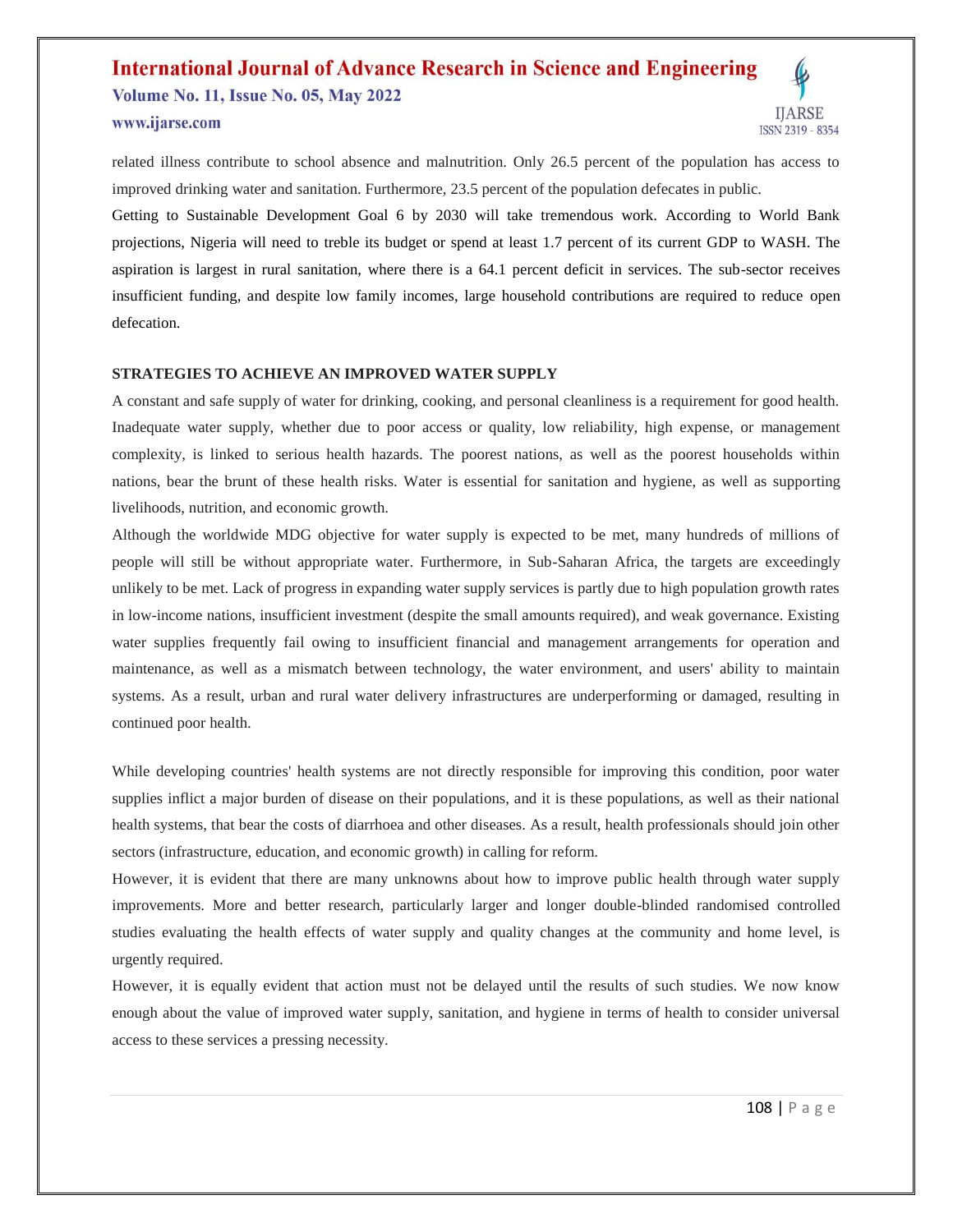related illness contribute to school absence and malnutrition. Only 26.5 percent of the population has access to improved drinking water and sanitation. Furthermore, 23.5 percent of the population defecates in public.

Getting to Sustainable Development Goal 6 by 2030 will take tremendous work. According to World Bank projections, Nigeria will need to treble its budget or spend at least 1.7 percent of its current GDP to WASH. The aspiration is largest in rural sanitation, where there is a 64.1 percent deficit in services. The sub-sector receives insufficient funding, and despite low family incomes, large household contributions are required to reduce open defecation.

## STRATEGIES TO ACHIEVE AN IMPROVED WATER SUPPLY

A constant and safe supply of water for drinking, cooking, and personal cleanliness is a requirement for good health. Inadequate water supply, whether due to poor access or quality, low reliability, high expense, or management complexity, is linked to serious health hazards. The poorest nations, as well as the poorest households within nations, bear the brunt of these health risks. Water is essential for sanitation and hygiene, as well as supporting livelihoods, nutrition, and economic growth.

Although the worldwide MDG objective for water supply is expected to be met, many hundreds of millions of people will still be without appropriate water. Furthermore, in Sub-Saharan Africa, the targets are exceedingly unlikely to be met. Lack of progress in expanding water supply services is partly due to high population growth rates in low-income nations, insufficient investment (despite the small amounts required), and weak governance. Existing water supplies frequently fail owing to insufficient financial and management arrangements for operation and maintenance, as well as a mismatch between technology, the water environment, and users' ability to maintain systems. As a result, urban and rural water delivery infrastructures are underperforming or damaged, resulting in continued poor health.

While developing countries' health systems are not directly responsible for improving this condition, poor water supplies inflict a major burden of disease on their populations, and it is these populations, as well as their national health systems, that bear the costs of diarrhoea and other diseases. As a result, health professionals should join other sectors (infrastructure, education, and economic growth) in calling for reform.

However, it is evident that there are many unknowns about how to improve public health through water supply improvements. More and better research, particularly larger and longer double-blinded randomised controlled studies evaluating the health effects of water supply and quality changes at the community and home level, is urgently required.

However, it is equally evident that action must not be delayed until the results of such studies. We now know enough about the value of improved water supply, sanitation, and hygiene in terms of health to consider universal access to these services a pressing necessity.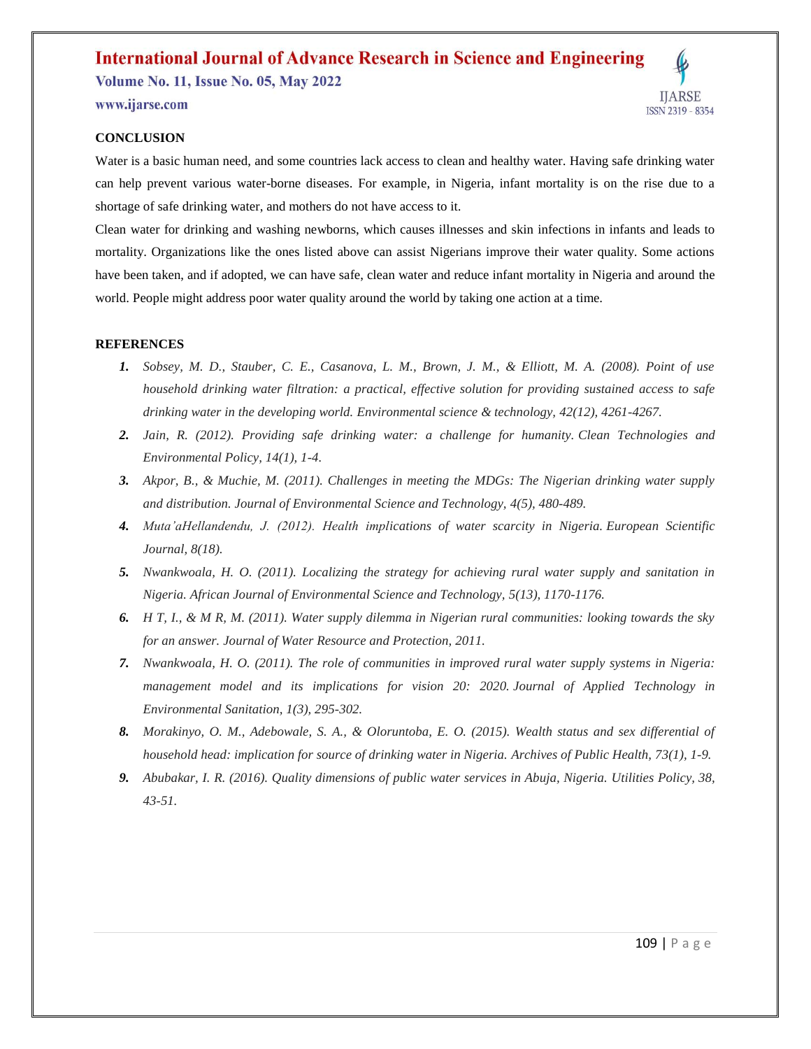## CONCLUSION

Water is a basic human need, and some countries lack access to clean and healthy water. Having safe drinking water can help prevent various water-borne diseases. For example, in Nigeria, infant mortality is on the rise due to a shortage of safe drinking water, and mothers do not have access to it.

Clean water for drinking and washing newborns, which causes illnesses and skin infections in infants and leads to mortality. Organizations like the ones listed above can assist Nigerians improve their water quality. Some actions have been taken, and if adopted, we can have safe, clean water and reduce infant mortality in Nigeria and around the world. People might address poor water quality around the world by taking one action at a time.

## REFERENCES

1. *Sobsey, M. D., Stauber, C. E., Casanova, L. M., Brown, J. M., & Elliott, M. A. (2008). Point of use household drinking water filtration: a practical, effective solution for providing sustained access to safe drinking water in the developing world. Environmental science & technology, 42(12), 4261-4267.*
2. *Jain, R. (2012). Providing safe drinking water: a challenge for humanity. Clean Technologies and Environmental Policy, 14(1), 1-4.*
3. *Akpor, B., & Muchie, M. (2011). Challenges in meeting the MDGs: The Nigerian drinking water supply and distribution. Journal of Environmental Science and Technology, 4(5), 480-489.*
4. *Muta'aHellandendu, J. (2012). Health implications of water scarcity in Nigeria. European Scientific Journal, 8(18).*
5. *Nwankwoala, H. O. (2011). Localizing the strategy for achieving rural water supply and sanitation in Nigeria. African Journal of Environmental Science and Technology, 5(13), 1170-1176.*
6. *H T, I., & M R, M. (2011). Water supply dilemma in Nigerian rural communities: looking towards the sky for an answer. Journal of Water Resource and Protection, 2011.*
7. *Nwankwoala, H. O. (2011). The role of communities in improved rural water supply systems in Nigeria: management model and its implications for vision 20: 2020. Journal of Applied Technology in Environmental Sanitation, 1(3), 295-302.*
8. *Morakinyo, O. M., Adebowale, S. A., & Oloruntoba, E. O. (2015). Wealth status and sex differential of household head: implication for source of drinking water in Nigeria. Archives of Public Health, 73(1), 1-9.*
9. *Abubakar, I. R. (2016). Quality dimensions of public water services in Abuja, Nigeria. Utilities Policy, 38, 43-51.*